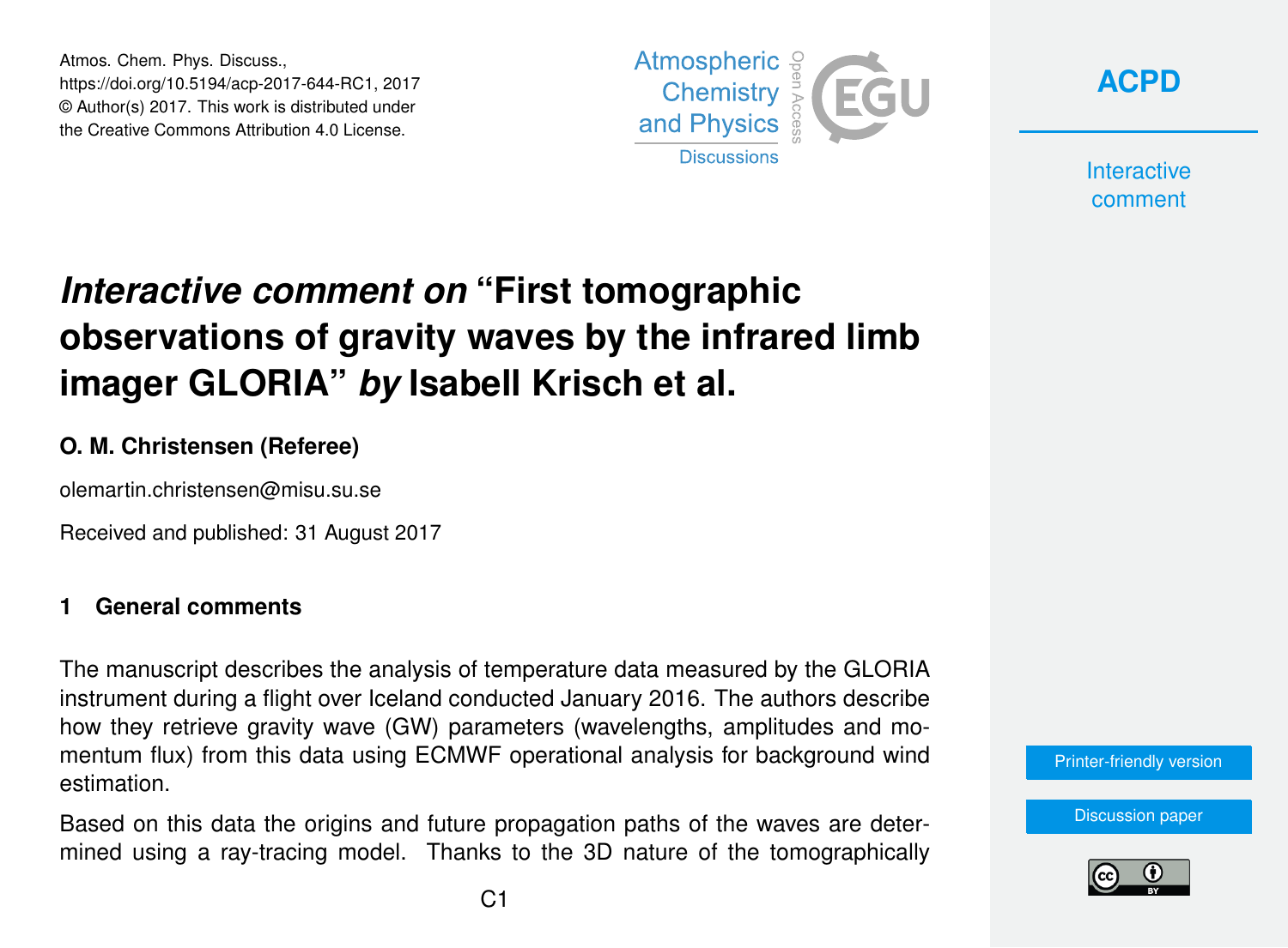# *Interactive comment on* "First tomographic observations of gravity waves by the infrared limb imager GLORIA" *by* Isabell Krisch et al.

**O. M. Christensen (Referee)**

olemartin.christensen@misu.su.se

Received and published: 31 August 2017

## 1 General comments

The manuscript describes the analysis of temperature data measured by the GLORIA instrument during a flight over Iceland conducted January 2016. The authors describe how they retrieve gravity wave (GW) parameters (wavelengths, amplitudes and momentum flux) from this data using ECMWF operational analysis for background wind estimation.

Based on this data the origins and future propagation paths of the waves are determined using a ray-tracing model. Thanks to the 3D nature of the tomographically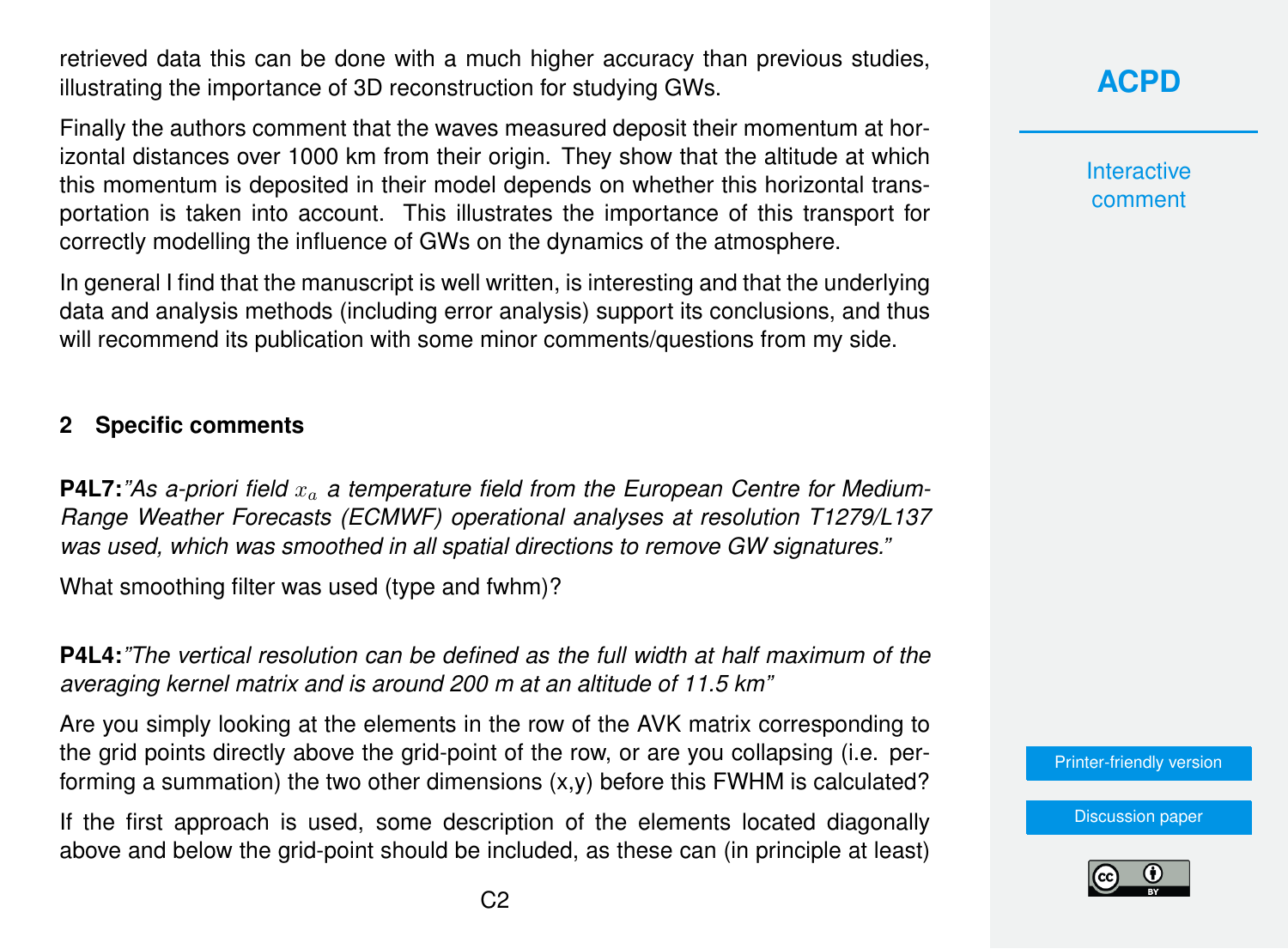retrieved data this can be done with a much higher accuracy than previous studies, illustrating the importance of 3D reconstruction for studying GWs.

Finally the authors comment that the waves measured deposit their momentum at horizontal distances over 1000 km from their origin. They show that the altitude at which this momentum is deposited in their model depends on whether this horizontal transportation is taken into account. This illustrates the importance of this transport for correctly modelling the influence of GWs on the dynamics of the atmosphere.

In general I find that the manuscript is well written, is interesting and that the underlying data and analysis methods (including error analysis) support its conclusions, and thus will recommend its publication with some minor comments/questions from my side.

## 2 Specific comments

**P4L7:***"As a-priori field $x_a$ a temperature field from the European Centre for Medium-Range Weather Forecasts (ECMWF) operational analyses at resolution T1279/L137 was used, which was smoothed in all spatial directions to remove GW signatures."*

What smoothing filter was used (type and fwhm)?

**P4L4:***"The vertical resolution can be defined as the full width at half maximum of the averaging kernel matrix and is around 200 m at an altitude of 11.5 km"*

Are you simply looking at the elements in the row of the AVK matrix corresponding to the grid points directly above the grid-point of the row, or are you collapsing (i.e. performing a summation) the two other dimensions (x,y) before this FWHM is calculated?

If the first approach is used, some description of the elements located diagonally above and below the grid-point should be included, as these can (in principle at least)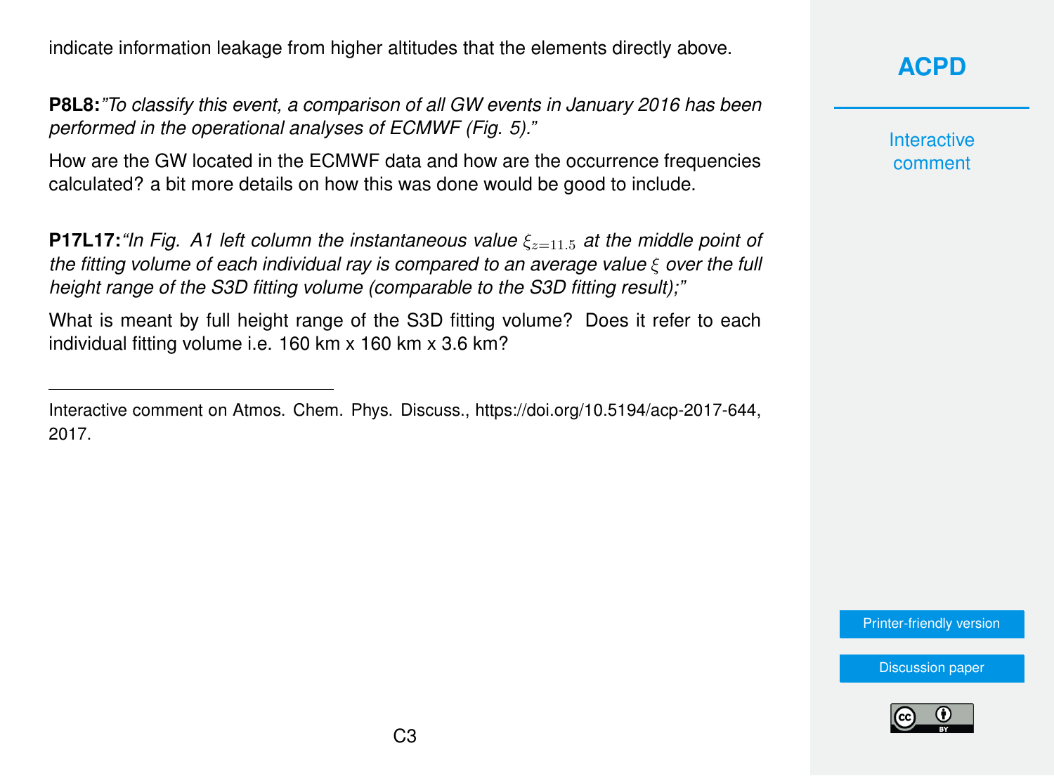indicate information leakage from higher altitudes that the elements directly above.

**P8L8:** *"To classify this event, a comparison of all GW events in January 2016 has been performed in the operational analyses of ECMWF (Fig. 5)."*

How are the GW located in the ECMWF data and how are the occurrence frequencies calculated? a bit more details on how this was done would be good to include.

**P17L17:** *"In Fig. A1 left column the instantaneous value $\xi_{z=11.5}$ at the middle point of the fitting volume of each individual ray is compared to an average value $\xi$ over the full height range of the S3D fitting volume (comparable to the S3D fitting result);"*

What is meant by full height range of the S3D fitting volume? Does it refer to each individual fitting volume i.e. 160 km x 160 km x 3.6 km?

---

Interactive comment on Atmos. Chem. Phys. Discuss., https://doi.org/10.5194/acp-2017-644, 2017.